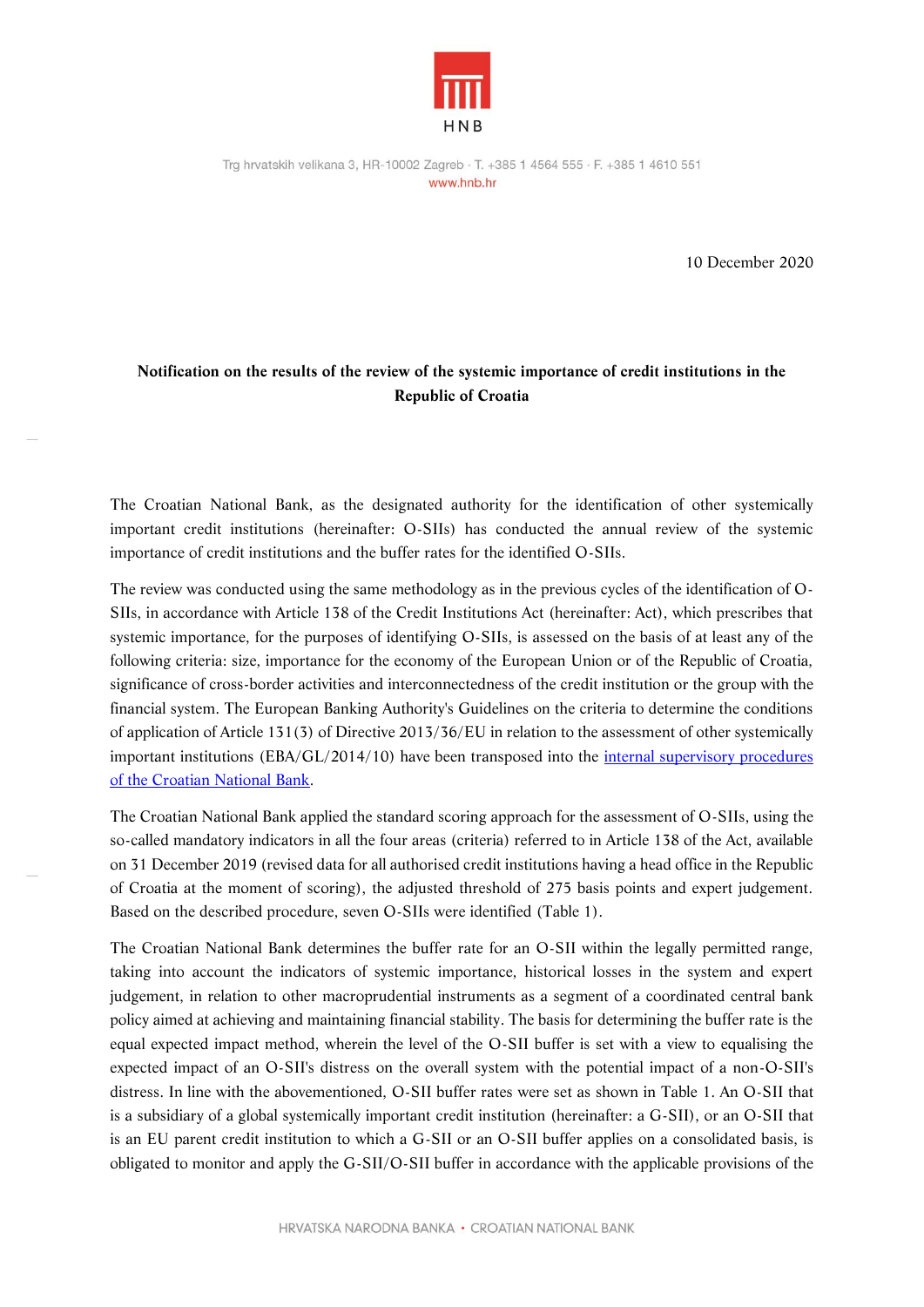10 December 2020

**Notification on the results of the review of the systemic importance of credit institutions in the Republic of Croatia**

The Croatian National Bank, as the designated authority for the identification of other systemically important credit institutions (hereinafter: O-SIIs) has conducted the annual review of the systemic importance of credit institutions and the buffer rates for the identified O-SIIs.

The review was conducted using the same methodology as in the previous cycles of the identification of O-SIIs, in accordance with Article 138 of the Credit Institutions Act (hereinafter: Act), which prescribes that systemic importance, for the purposes of identifying O-SIIs, is assessed on the basis of at least any of the following criteria: size, importance for the economy of the European Union or of the Republic of Croatia, significance of cross-border activities and interconnectedness of the credit institution or the group with the financial system. The European Banking Authority's Guidelines on the criteria to determine the conditions of application of Article 131(3) of Directive 2013/36/EU in relation to the assessment of other systemically important institutions (EBA/GL/2014/10) have been transposed into the internal supervisory procedures of the Croatian National Bank.

The Croatian National Bank applied the standard scoring approach for the assessment of O-SIIs, using the so-called mandatory indicators in all the four areas (criteria) referred to in Article 138 of the Act, available on 31 December 2019 (revised data for all authorised credit institutions having a head office in the Republic of Croatia at the moment of scoring), the adjusted threshold of 275 basis points and expert judgement. Based on the described procedure, seven O-SIIs were identified (Table 1).

The Croatian National Bank determines the buffer rate for an O-SII within the legally permitted range, taking into account the indicators of systemic importance, historical losses in the system and expert judgement, in relation to other macroprudential instruments as a segment of a coordinated central bank policy aimed at achieving and maintaining financial stability. The basis for determining the buffer rate is the equal expected impact method, wherein the level of the O-SII buffer is set with a view to equalising the expected impact of an O-SII's distress on the overall system with the potential impact of a non-O-SII's distress. In line with the abovementioned, O-SII buffer rates were set as shown in Table 1. An O-SII that is a subsidiary of a global systemically important credit institution (hereinafter: a G-SII), or an O-SII that is an EU parent credit institution to which a G-SII or an O-SII buffer applies on a consolidated basis, is obligated to monitor and apply the G-SII/O-SII buffer in accordance with the applicable provisions of the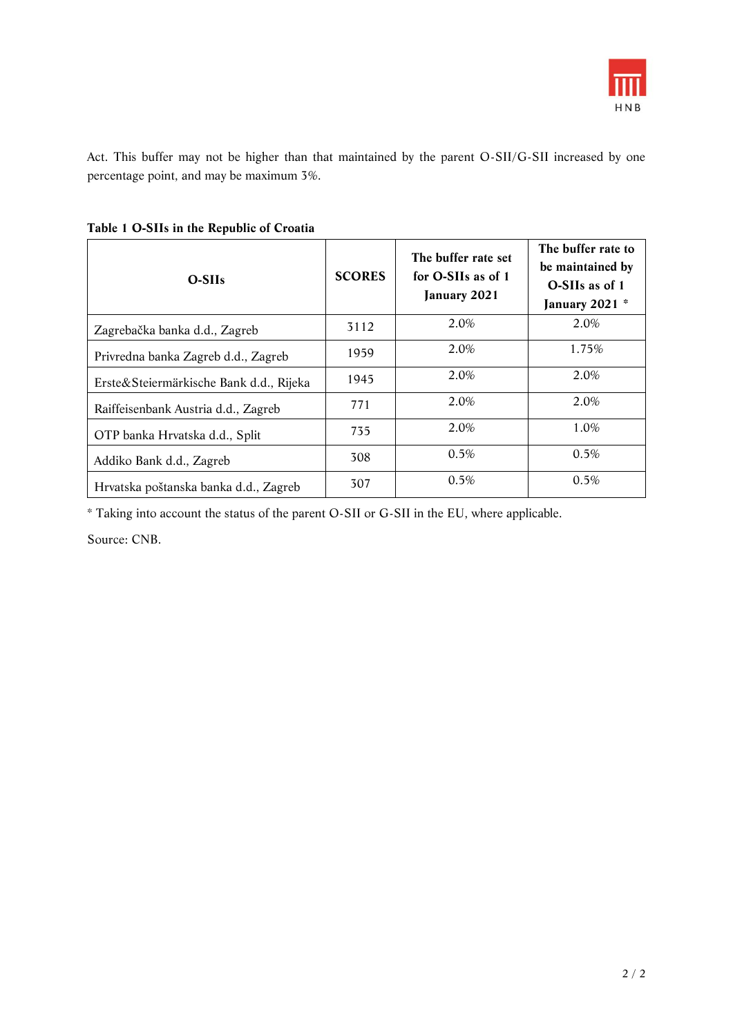Act. This buffer may not be higher than that maintained by the parent O-SII/G-SII increased by one percentage point, and may be maximum 3%.

**Table 1 O-SIIs in the Republic of Croatia**

| O-SIIs | SCORES | The buffer rate set for O-SIIs as of 1 January 2021 | The buffer rate to be maintained by O-SIIs as of 1 January 2021 * |
|---|---|---|---|
| Zagrebačka banka d.d., Zagreb | 3112 | 2.0% | 2.0% |
| Privredna banka Zagreb d.d., Zagreb | 1959 | 2.0% | 1.75% |
| Erste&Steiermärkische Bank d.d., Rijeka | 1945 | 2.0% | 2.0% |
| Raiffeisenbank Austria d.d., Zagreb | 771 | 2.0% | 2.0% |
| OTP banka Hrvatska d.d., Split | 735 | 2.0% | 1.0% |
| Addiko Bank d.d., Zagreb | 308 | 0.5% | 0.5% |
| Hrvatska poštanska banka d.d., Zagreb | 307 | 0.5% | 0.5% |

* Taking into account the status of the parent O-SII or G-SII in the EU, where applicable.

Source: CNB.